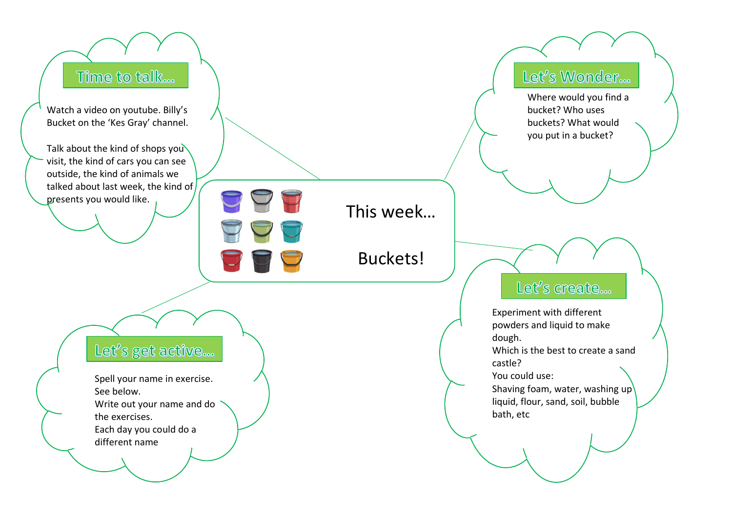# This week… Buckets!

## Time to talk…

Watch a video on youtube. Billy's Bucket on the 'Kes Gray' channel.

Talk about the kind of shops you visit, the kind of cars you can see outside, the kind of animals we talked about last week, the kind of presents you would like.

## Let's Wonder…

Where would you find a bucket? Who uses buckets? What would you put in a bucket?

## Let's get active…

Spell your name in exercise.
See below.
Write out your name and do the exercises.
Each day you could do a different name

## Let's create…

Experiment with different powders and liquid to make dough.
Which is the best to create a sand castle?
You could use:
Shaving foam, water, washing up liquid, flour, sand, soil, bubble bath, etc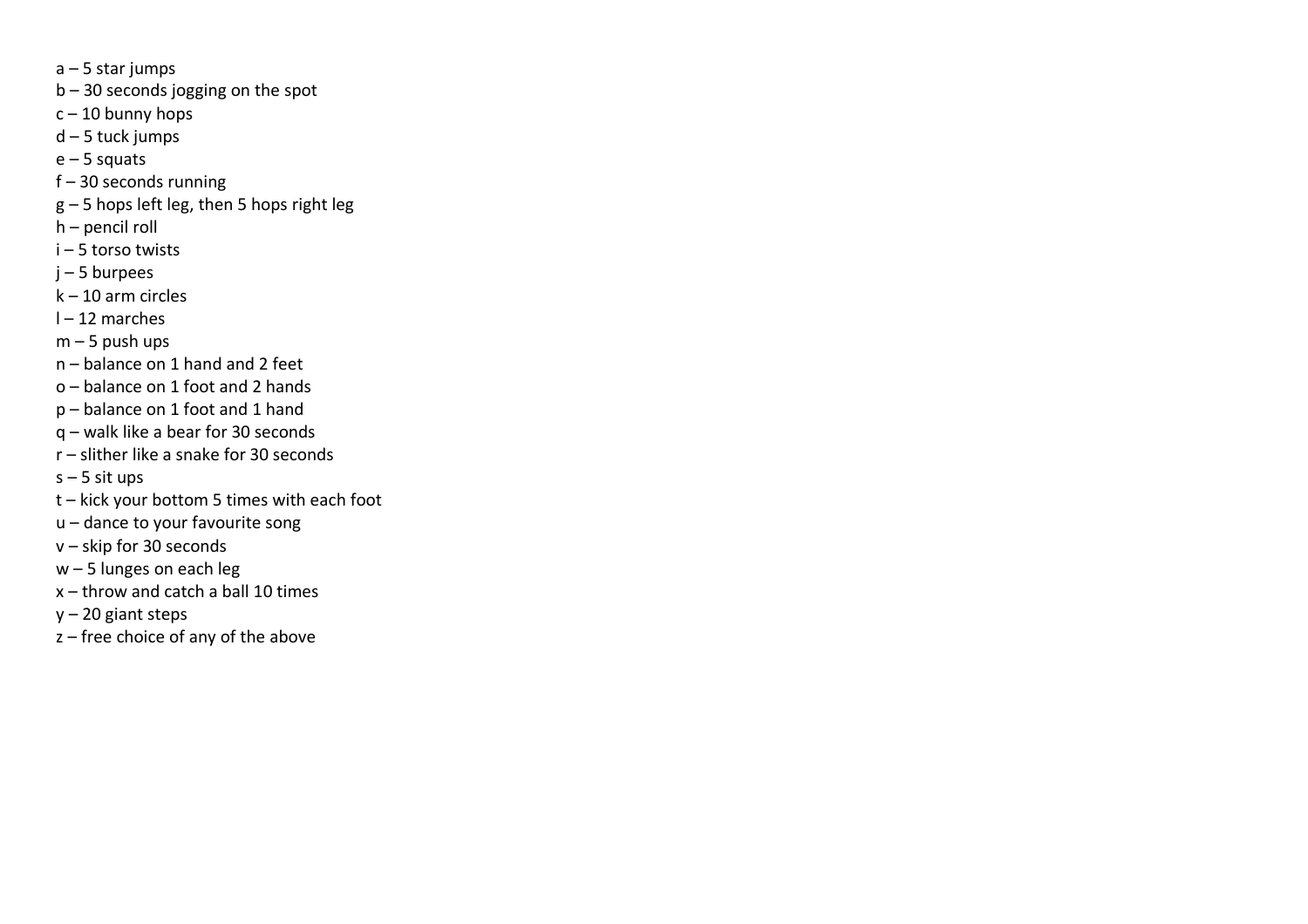a – 5 star jumps
b – 30 seconds jogging on the spot
c – 10 bunny hops
d – 5 tuck jumps
e – 5 squats
f – 30 seconds running
g – 5 hops left leg, then 5 hops right leg
h – pencil roll
i – 5 torso twists
j – 5 burpees
k – 10 arm circles
l – 12 marches
m – 5 push ups
n – balance on 1 hand and 2 feet
o – balance on 1 foot and 2 hands
p – balance on 1 foot and 1 hand
q – walk like a bear for 30 seconds
r – slither like a snake for 30 seconds
s – 5 sit ups
t – kick your bottom 5 times with each foot
u – dance to your favourite song
v – skip for 30 seconds
w – 5 lunges on each leg
x – throw and catch a ball 10 times
y – 20 giant steps
z – free choice of any of the above